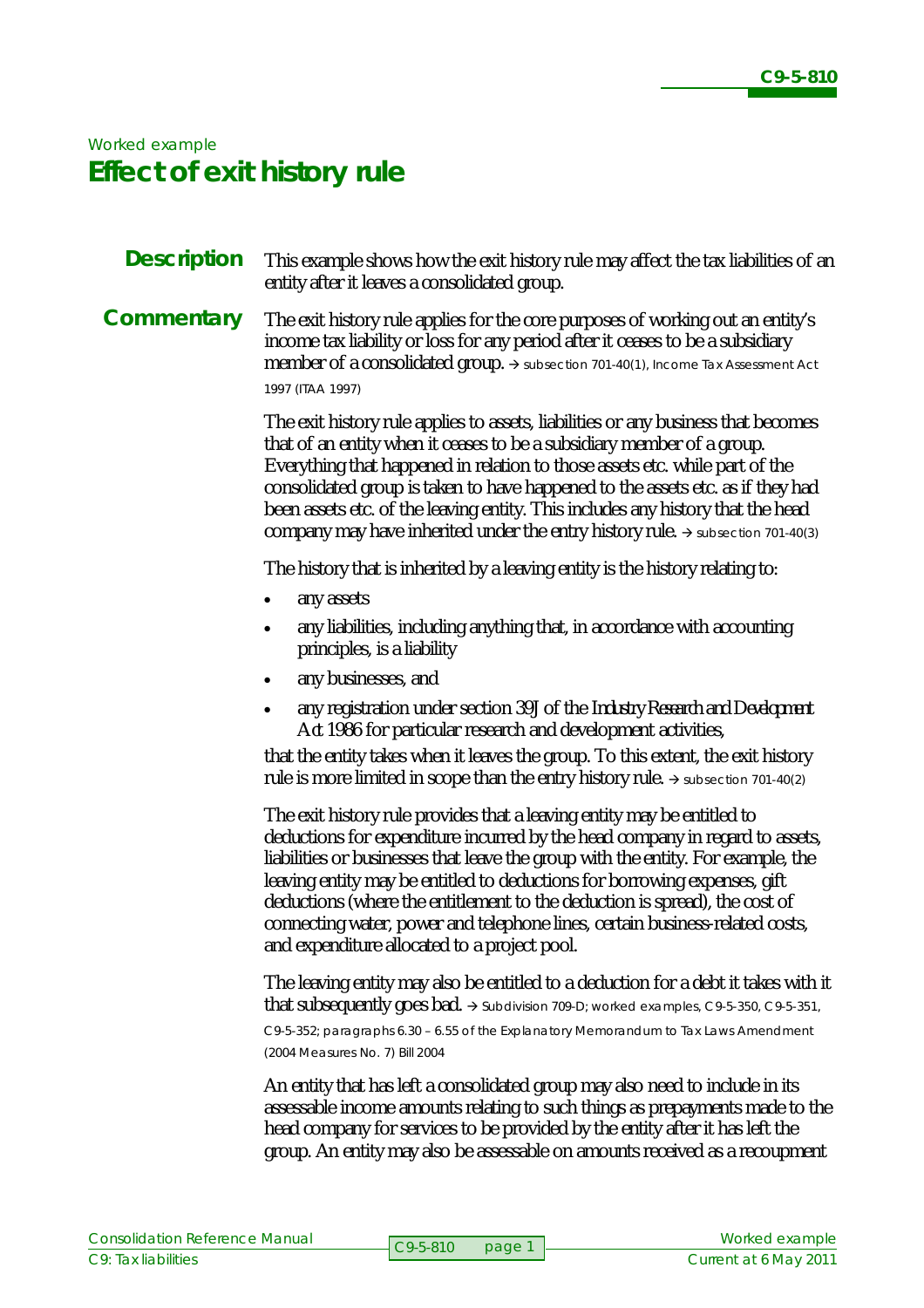*Worked example*

# Effect of exit history rule

**Description**

This example shows how the exit history rule may affect the tax liabilities of an entity after it leaves a consolidated group.

**Commentary**

The exit history rule applies for the core purposes of working out an entity's income tax liability or loss for any period after it ceases to be a subsidiary member of a consolidated group. → subsection 701-40(1), Income Tax Assessment Act 1997 (ITAA 1997)

The exit history rule applies to assets, liabilities or any business that becomes that of an entity when it ceases to be a subsidiary member of a group. Everything that happened in relation to those assets etc. while part of the consolidated group is taken to have happened to the assets etc. as if they had been assets etc. of the leaving entity. This includes any history that the head company may have inherited under the entry history rule. → subsection 701-40(3)

The history that is inherited by a leaving entity is the history relating to:

- any assets
- any liabilities, including anything that, in accordance with accounting principles, is a liability
- any businesses, and
- any registration under section 39J of the *Industry Research and Development Act 1986* for particular research and development activities,

that the entity takes when it leaves the group. To this extent, the exit history rule is more limited in scope than the entry history rule. → subsection 701-40(2)

The exit history rule provides that a leaving entity may be entitled to deductions for expenditure incurred by the head company in regard to assets, liabilities or businesses that leave the group with the entity. For example, the leaving entity may be entitled to deductions for borrowing expenses, gift deductions (where the entitlement to the deduction is spread), the cost of connecting water, power and telephone lines, certain business-related costs, and expenditure allocated to a project pool.

The leaving entity may also be entitled to a deduction for a debt it takes with it that subsequently goes bad. → Subdivision 709-D; worked examples, C9-5-350, C9-5-351, C9-5-352; paragraphs 6.30 – 6.55 of the Explanatory Memorandum to Tax Laws Amendment (2004 Measures No. 7) Bill 2004

An entity that has left a consolidated group may also need to include in its assessable income amounts relating to such things as prepayments made to the head company for services to be provided by the entity after it has left the group. An entity may also be assessable on amounts received as a recoupment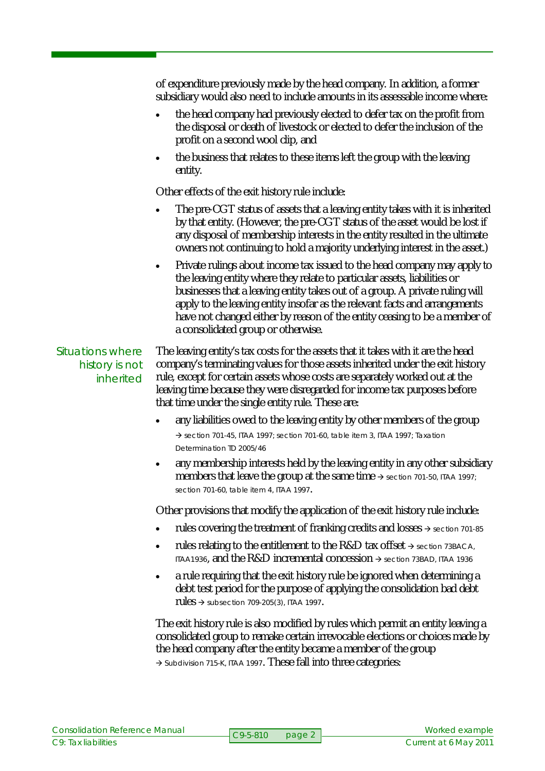of expenditure previously made by the head company. In addition, a former subsidiary would also need to include amounts in its assessable income where:

- the head company had previously elected to defer tax on the profit from the disposal or death of livestock or elected to defer the inclusion of the profit on a second wool clip, and
- the business that relates to these items left the group with the leaving entity.

Other effects of the exit history rule include:

- The pre-CGT status of assets that a leaving entity takes with it is inherited by that entity. (However, the pre-CGT status of the asset would be lost if any disposal of membership interests in the entity resulted in the ultimate owners not continuing to hold a majority underlying interest in the asset.)
- Private rulings about income tax issued to the head company may apply to the leaving entity where they relate to particular assets, liabilities or businesses that a leaving entity takes out of a group. A private ruling will apply to the leaving entity insofar as the relevant facts and arrangements have not changed either by reason of the entity ceasing to be a member of a consolidated group or otherwise.

## Situations where history is not inherited

The leaving entity's tax costs for the assets that it takes with it are the head company's terminating values for those assets inherited under the exit history rule, except for certain assets whose costs are separately worked out at the leaving time because they were disregarded for income tax purposes before that time under the single entity rule. These are:

- any liabilities owed to the leaving entity by other members of the group → section 701-45, ITAA 1997; section 701-60, table item 3, ITAA 1997; Taxation Determination TD 2005/46
- any membership interests held by the leaving entity in any other subsidiary members that leave the group at the same time → section 701-50, ITAA 1997; section 701-60, table item 4, ITAA 1997.

Other provisions that modify the application of the exit history rule include:

- rules covering the treatment of franking credits and losses → section 701-85
- rules relating to the entitlement to the R&D tax offset → section 73BACA, ITAA1936, and the R&D incremental concession → section 73BAD, ITAA 1936
- a rule requiring that the exit history rule be ignored when determining a debt test period for the purpose of applying the consolidation bad debt rules → subsection 709-205(3), ITAA 1997.

The exit history rule is also modified by rules which permit an entity leaving a consolidated group to remake certain irrevocable elections or choices made by the head company after the entity became a member of the group → Subdivision 715-K, ITAA 1997. These fall into three categories: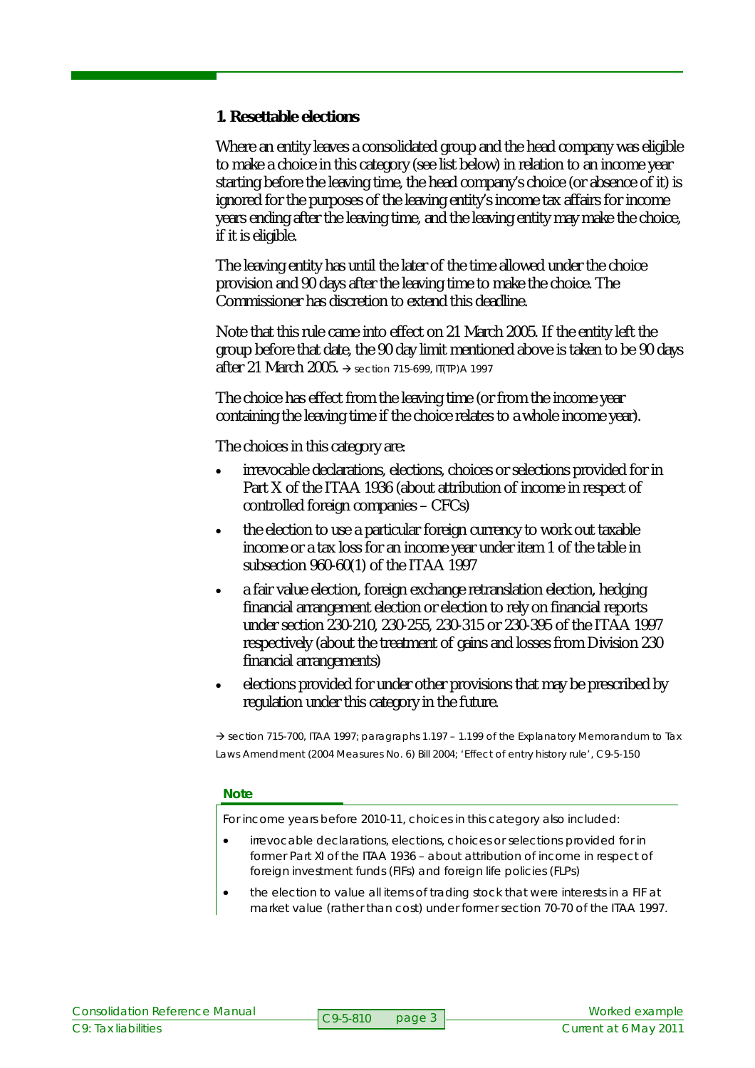### 1. Resettable elections

Where an entity leaves a consolidated group and the head company was eligible to make a choice in this category (see list below) in relation to an income year starting before the leaving time, the head company's choice (or absence of it) is ignored for the purposes of the leaving entity's income tax affairs for income years ending after the leaving time, and the leaving entity may make the choice, if it is eligible.

The leaving entity has until the later of the time allowed under the choice provision and 90 days after the leaving time to make the choice. The Commissioner has discretion to extend this deadline.

Note that this rule came into effect on 21 March 2005. If the entity left the group before that date, the 90 day limit mentioned above is taken to be 90 days after 21 March 2005. → section 715-699, IT(TP)A 1997

The choice has effect from the leaving time (or from the income year containing the leaving time if the choice relates to a whole income year).

The choices in this category are:

- irrevocable declarations, elections, choices or selections provided for in Part X of the ITAA 1936 (about attribution of income in respect of controlled foreign companies – CFCs)
- the election to use a particular foreign currency to work out taxable income or a tax loss for an income year under item 1 of the table in subsection 960-60(1) of the ITAA 1997
- a fair value election, foreign exchange retranslation election, hedging financial arrangement election or election to rely on financial reports under section 230-210, 230-255, 230-315 or 230-395 of the ITAA 1997 respectively (about the treatment of gains and losses from Division 230 financial arrangements)
- elections provided for under other provisions that may be prescribed by regulation under this category in the future.

→ section 715-700, ITAA 1997; paragraphs 1.197 – 1.199 of the Explanatory Memorandum to Tax Laws Amendment (2004 Measures No. 6) Bill 2004; 'Effect of entry history rule', C9-5-150

**Note**

For income years before 2010-11, choices in this category also included:

- irrevocable declarations, elections, choices or selections provided for in former Part XI of the ITAA 1936 – about attribution of income in respect of foreign investment funds (FIFs) and foreign life policies (FLPs)
- the election to value all items of trading stock that were interests in a FIF at market value (rather than cost) under former section 70-70 of the ITAA 1997.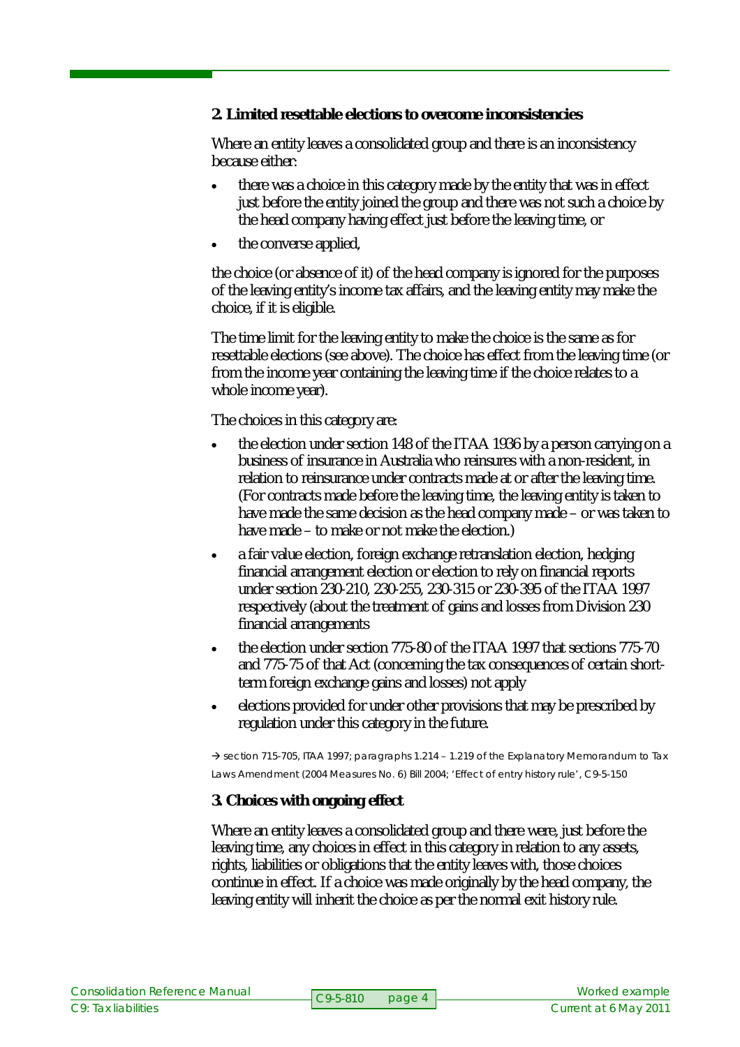**2. Limited resettable elections to overcome inconsistencies**

Where an entity leaves a consolidated group and there is an inconsistency because either:

- there was a choice in this category made by the entity that was in effect just before the entity joined the group and there was not such a choice by the head company having effect just before the leaving time, or
- the converse applied,

the choice (or absence of it) of the head company is ignored for the purposes of the leaving entity's income tax affairs, and the leaving entity may make the choice, if it is eligible.

The time limit for the leaving entity to make the choice is the same as for resettable elections (see above). The choice has effect from the leaving time (or from the income year containing the leaving time if the choice relates to a whole income year).

The choices in this category are:

- the election under section 148 of the ITAA 1936 by a person carrying on a business of insurance in Australia who reinsures with a non-resident, in relation to reinsurance under contracts made at or after the leaving time. (For contracts made before the leaving time, the leaving entity is taken to have made the same decision as the head company made – or was taken to have made – to make or not make the election.)
- a fair value election, foreign exchange retranslation election, hedging financial arrangement election or election to rely on financial reports under section 230-210, 230-255, 230-315 or 230-395 of the ITAA 1997 respectively (about the treatment of gains and losses from Division 230 financial arrangements
- the election under section 775-80 of the ITAA 1997 that sections 775-70 and 775-75 of that Act (concerning the tax consequences of certain short-term foreign exchange gains and losses) not apply
- elections provided for under other provisions that may be prescribed by regulation under this category in the future.

→ section 715-705, ITAA 1997; paragraphs 1.214 – 1.219 of the Explanatory Memorandum to Tax Laws Amendment (2004 Measures No. 6) Bill 2004; 'Effect of entry history rule', C9-5-150

**3. Choices with ongoing effect**

Where an entity leaves a consolidated group and there were, just before the leaving time, any choices in effect in this category in relation to any assets, rights, liabilities or obligations that the entity leaves with, those choices continue in effect. If a choice was made originally by the head company, the leaving entity will inherit the choice as per the normal exit history rule.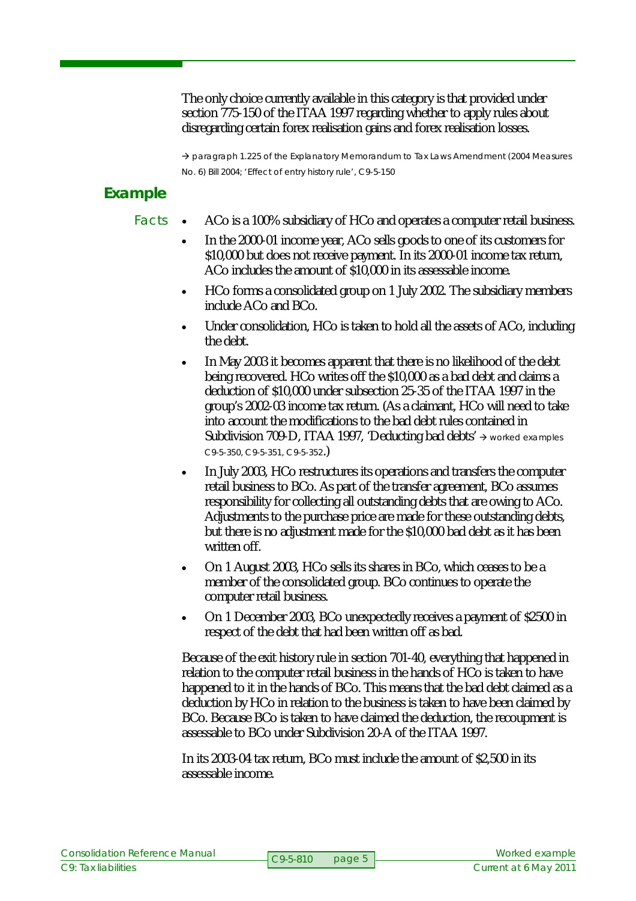The only choice currently available in this category is that provided under section 775-150 of the ITAA 1997 regarding whether to apply rules about disregarding certain forex realisation gains and forex realisation losses.

→ paragraph 1.225 of the Explanatory Memorandum to Tax Laws Amendment (2004 Measures No. 6) Bill 2004; 'Effect of entry history rule', C9-5-150

## Example

**Facts**

- ACo is a 100% subsidiary of HCo and operates a computer retail business.
- In the 2000-01 income year, ACo sells goods to one of its customers for $10,000 but does not receive payment. In its 2000-01 income tax return, ACo includes the amount of $10,000 in its assessable income.
- HCo forms a consolidated group on 1 July 2002. The subsidiary members include ACo and BCo.
- Under consolidation, HCo is taken to hold all the assets of ACo, including the debt.
- In May 2003 it becomes apparent that there is no likelihood of the debt being recovered. HCo writes off the $10,000 as a bad debt and claims a deduction of $10,000 under subsection 25-35 of the ITAA 1997 in the group's 2002-03 income tax return. (As a claimant, HCo will need to take into account the modifications to the bad debt rules contained in Subdivision 709-D, ITAA 1997, 'Deducting bad debts' → worked examples C9-5-350, C9-5-351, C9-5-352.)
- In July 2003, HCo restructures its operations and transfers the computer retail business to BCo. As part of the transfer agreement, BCo assumes responsibility for collecting all outstanding debts that are owing to ACo. Adjustments to the purchase price are made for these outstanding debts, but there is no adjustment made for the $10,000 bad debt as it has been written off.
- On 1 August 2003, HCo sells its shares in BCo, which ceases to be a member of the consolidated group. BCo continues to operate the computer retail business.
- On 1 December 2003, BCo unexpectedly receives a payment of $2500 in respect of the debt that had been written off as bad.

Because of the exit history rule in section 701-40, everything that happened in relation to the computer retail business in the hands of HCo is taken to have happened to it in the hands of BCo. This means that the bad debt claimed as a deduction by HCo in relation to the business is taken to have been claimed by BCo. Because BCo is taken to have claimed the deduction, the recoupment is assessable to BCo under Subdivision 20-A of the ITAA 1997.

In its 2003-04 tax return, BCo must include the amount of $2,500 in its assessable income.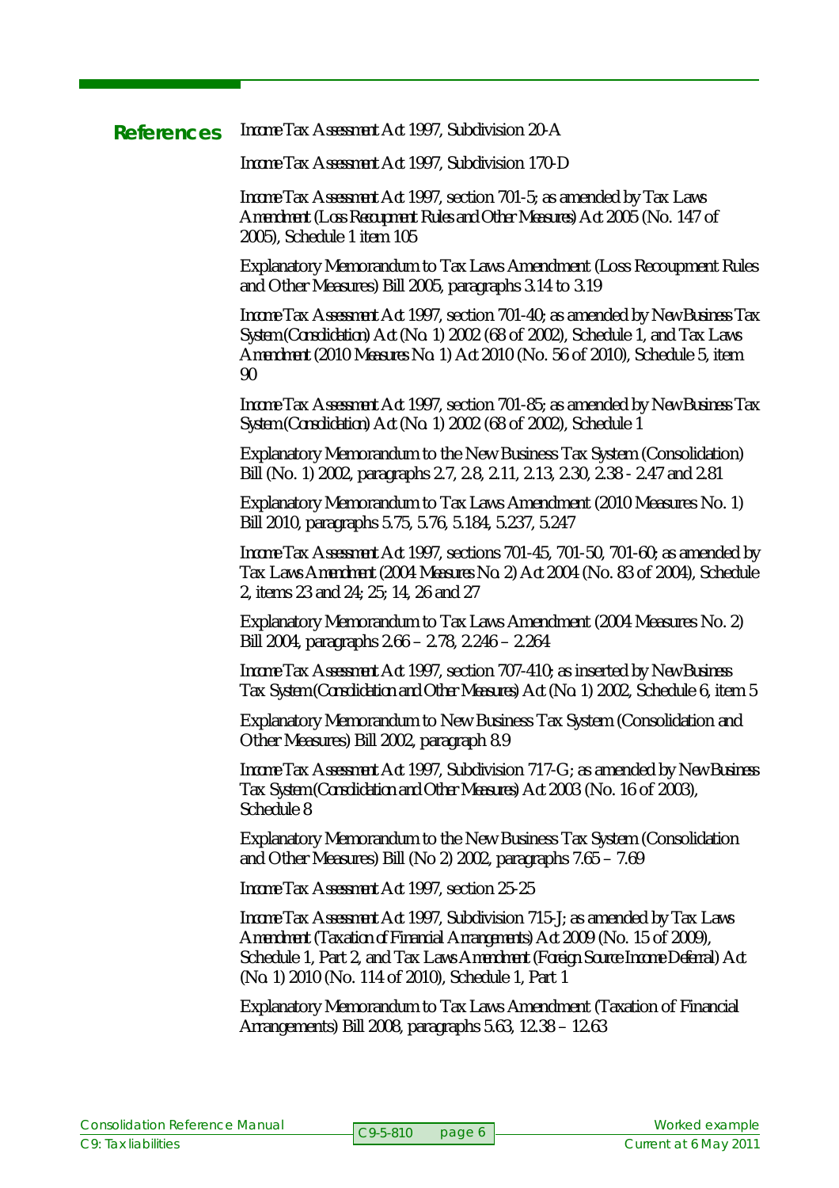## References

*Income Tax Assessment Act 1997*, Subdivision 20-A

*Income Tax Assessment Act 1997*, Subdivision 170-D

*Income Tax Assessment Act 1997*, section 701-5; as amended by *Tax Laws Amendment (Loss Recoupment Rules and Other Measures) Act 2005* (No. 147 of 2005), Schedule 1 item 105

Explanatory Memorandum to Tax Laws Amendment (Loss Recoupment Rules and Other Measures) Bill 2005, paragraphs 3.14 to 3.19

*Income Tax Assessment Act 1997*, section 701-40; as amended by *New Business Tax System (Consolidation) Act (No. 1) 2002* (68 of 2002), Schedule 1, and *Tax Laws Amendment (2010 Measures No. 1) Act 2010* (No. 56 of 2010), Schedule 5, item 90

*Income Tax Assessment Act 1997*, section 701-85; as amended by *New Business Tax System (Consolidation) Act (No. 1) 2002* (68 of 2002), Schedule 1

Explanatory Memorandum to the New Business Tax System (Consolidation) Bill (No. 1) 2002, paragraphs 2.7, 2.8, 2.11, 2.13, 2.30, 2.38 - 2.47 and 2.81

Explanatory Memorandum to Tax Laws Amendment (2010 Measures No. 1) Bill 2010, paragraphs 5.75, 5.76, 5.184, 5.237, 5.247

*Income Tax Assessment Act 1997*, sections 701-45, 701-50, 701-60; as amended by *Tax Laws Amendment (2004 Measures No. 2) Act 2004* (No. 83 of 2004), Schedule 2, items 23 and 24; 25; 14, 26 and 27

Explanatory Memorandum to Tax Laws Amendment (2004 Measures No. 2) Bill 2004, paragraphs 2.66 – 2.78, 2.246 – 2.264

*Income Tax Assessment Act 1997*, section 707-410; as inserted by *New Business Tax System (Consolidation and Other Measures) Act (No. 1) 2002*, Schedule 6, item 5

Explanatory Memorandum to New Business Tax System (Consolidation and Other Measures) Bill 2002, paragraph 8.9

*Income Tax Assessment Act 1997*, Subdivision 717-G; as amended by *New Business Tax System (Consolidation and Other Measures) Act 2003* (No. 16 of 2003), Schedule 8

Explanatory Memorandum to the New Business Tax System (Consolidation and Other Measures) Bill (No 2) 2002, paragraphs 7.65 – 7.69

*Income Tax Assessment Act 1997*, section 25-25

*Income Tax Assessment Act 1997*, Subdivision 715-J; as amended by *Tax Laws Amendment (Taxation of Financial Arrangements) Act 2009* (No. 15 of 2009), Schedule 1, Part 2, and *Tax Laws Amendment (Foreign Source Income Deferral) Act (No. 1) 2010* (No. 114 of 2010), Schedule 1, Part 1

Explanatory Memorandum to Tax Laws Amendment (Taxation of Financial Arrangements) Bill 2008, paragraphs 5.63, 12.38 – 12.63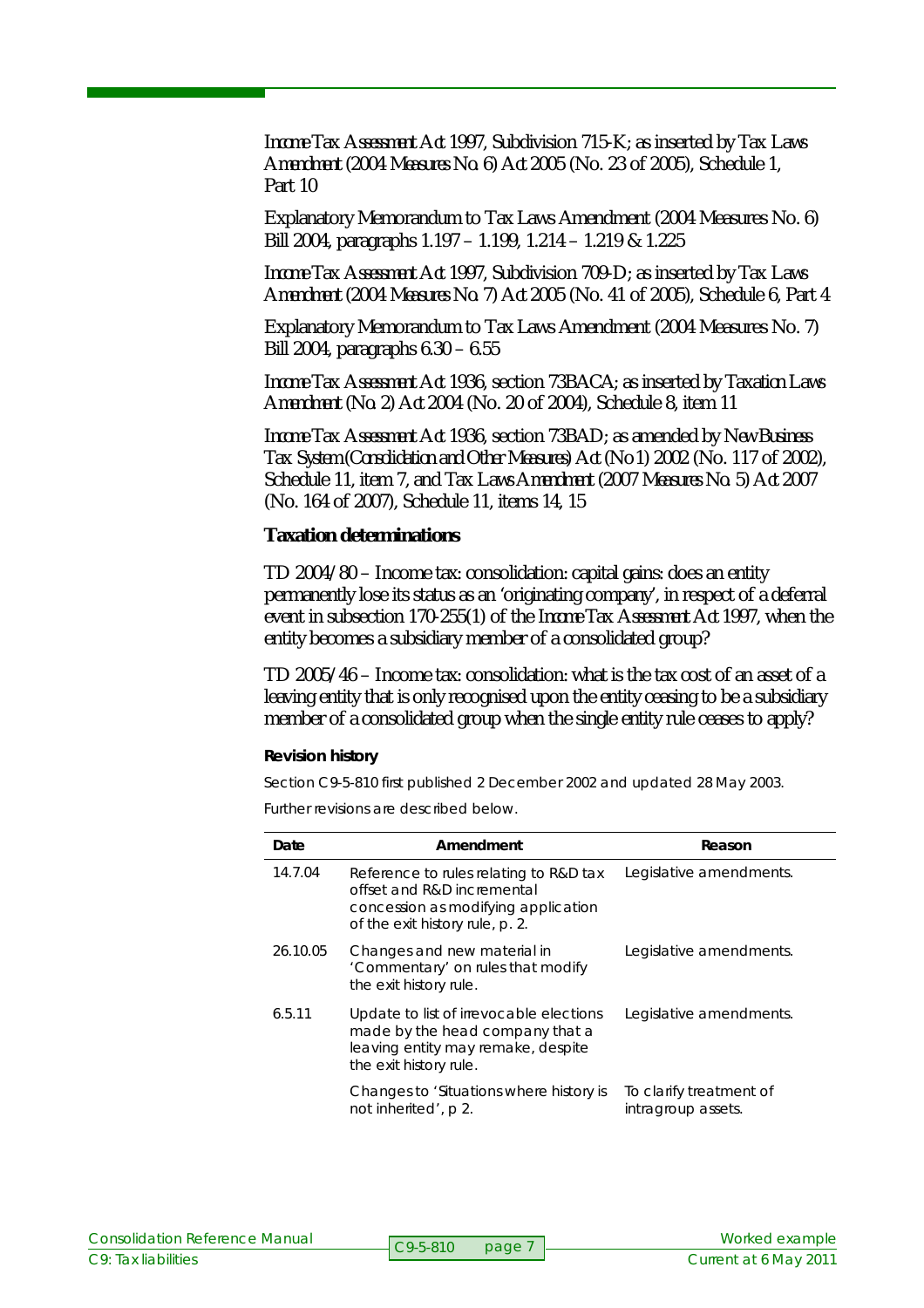*Income Tax Assessment Act 1997*, Subdivision 715-K; as inserted by *Tax Laws Amendment (2004 Measures No. 6) Act 2005* (No. 23 of 2005), Schedule 1, Part 10

Explanatory Memorandum to Tax Laws Amendment (2004 Measures No. 6) Bill 2004, paragraphs 1.197 – 1.199, 1.214 – 1.219 & 1.225

*Income Tax Assessment Act 1997*, Subdivision 709-D; as inserted by *Tax Laws Amendment (2004 Measures No. 7) Act 2005* (No. 41 of 2005), Schedule 6, Part 4

Explanatory Memorandum to Tax Laws Amendment (2004 Measures No. 7) Bill 2004, paragraphs 6.30 – 6.55

*Income Tax Assessment Act 1936*, section 73BACA; as inserted by *Taxation Laws Amendment (No. 2) Act 2004* (No. 20 of 2004), Schedule 8, item 11

*Income Tax Assessment Act 1936*, section 73BAD; as amended by *New Business Tax System (Consolidation and Other Measures) Act (No 1) 2002* (No. 117 of 2002), Schedule 11, item 7, and *Tax Laws Amendment (2007 Measures No. 5) Act 2007* (No. 164 of 2007), Schedule 11, items 14, 15

### Taxation determinations

TD 2004/80 – Income tax: consolidation: capital gains: does an entity permanently lose its status as an 'originating company', in respect of a deferral event in subsection 170-255(1) of the *Income Tax Assessment Act 1997*, when the entity becomes a subsidiary member of a consolidated group?

TD 2005/46 – Income tax: consolidation: what is the tax cost of an asset of a leaving entity that is only recognised upon the entity ceasing to be a subsidiary member of a consolidated group when the single entity rule ceases to apply?

#### Revision history

Section C9-5-810 first published 2 December 2002 and updated 28 May 2003.

Further revisions are described below.

| Date | Amendment | Reason |
|---|---|---|
| 14.7.04 | Reference to rules relating to R&D tax offset and R&D incremental concession as modifying application of the exit history rule, p. 2. | Legislative amendments. |
| 26.10.05 | Changes and new material in 'Commentary' on rules that modify the exit history rule. | Legislative amendments. |
| 6.5.11 | Update to list of irrevocable elections made by the head company that a leaving entity may remake, despite the exit history rule. | Legislative amendments. |
| | Changes to 'Situations where history is not inherited', p 2. | To clarify treatment of intragroup assets. |